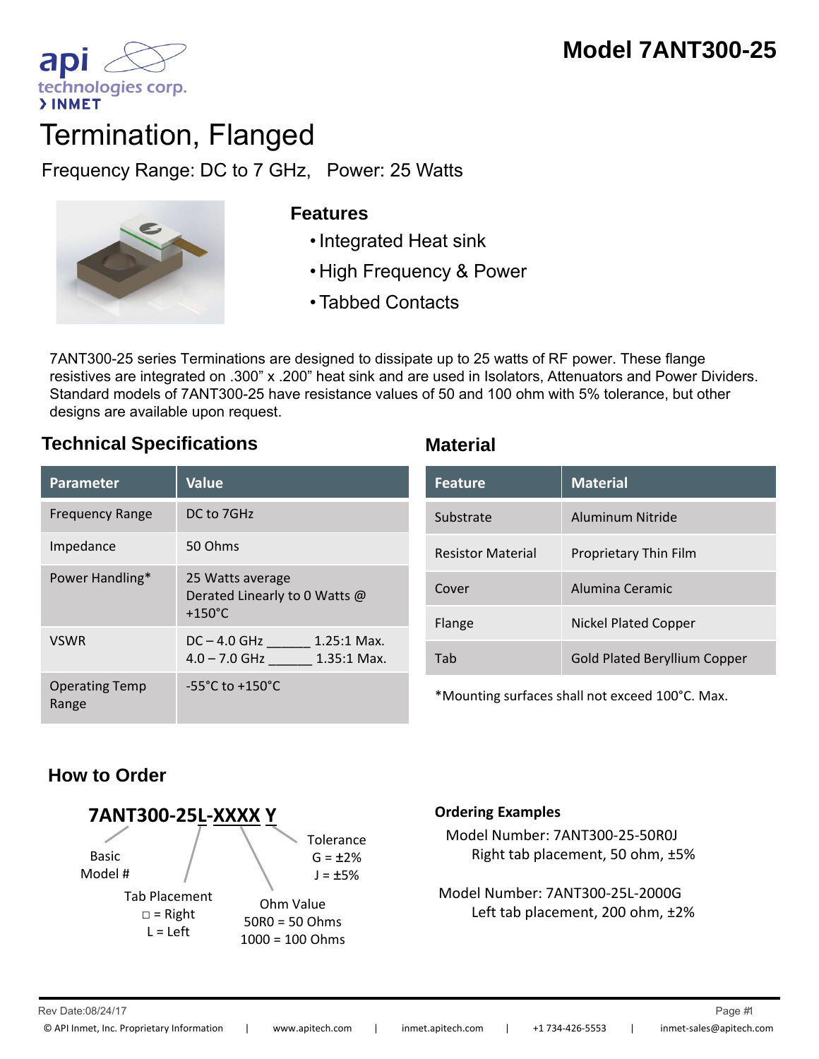# Model 7ANT300-25

# Termination, Flanged

Frequency Range: DC to 7 GHz,   Power: 25 Watts

### Features

- Integrated Heat sink
- High Frequency & Power
- Tabbed Contacts

7ANT300-25 series Terminations are designed to dissipate up to 25 watts of RF power. These flange resistives are integrated on .300" x .200" heat sink and are used in Isolators, Attenuators and Power Dividers. Standard models of 7ANT300-25 have resistance values of 50 and 100 ohm with 5% tolerance, but other designs are available upon request.

## Technical Specifications

| Parameter | Value |
|---|---|
| Frequency Range | DC to 7GHz |
| Impedance | 50 Ohms |
| Power Handling* | 25 Watts average<br>Derated Linearly to 0 Watts @ +150°C |
| VSWR | DC – 4.0 GHz ______ 1.25:1 Max.<br>4.0 – 7.0 GHz ______ 1.35:1 Max. |
| Operating Temp Range | -55°C to +150°C |

## Material

| Feature | Material |
|---|---|
| Substrate | Aluminum Nitride |
| Resistor Material | Proprietary Thin Film |
| Cover | Alumina Ceramic |
| Flange | Nickel Plated Copper |
| Tab | Gold Plated Beryllium Copper |

*Mounting surfaces shall not exceed 100°C. Max.

## How to Order

**7ANT300-25L-XXXX Y**

- Basic Model #
- Tab Placement
  - □ = Right
  - L = Left
- Ohm Value
  - 50R0 = 50 Ohms
  - 1000 = 100 Ohms
- Tolerance
  - G = ±2%
  - J = ±5%

**Ordering Examples**

Model Number: 7ANT300-25-50R0J
Right tab placement, 50 ohm, ±5%

Model Number: 7ANT300-25L-2000G
Left tab placement, 200 ohm, ±2%

Rev Date:08/24/17

© API Inmet, Inc. Proprietary Information | www.apitech.com | inmet.apitech.com | +1 734-426-5553 | inmet-sales@apitech.com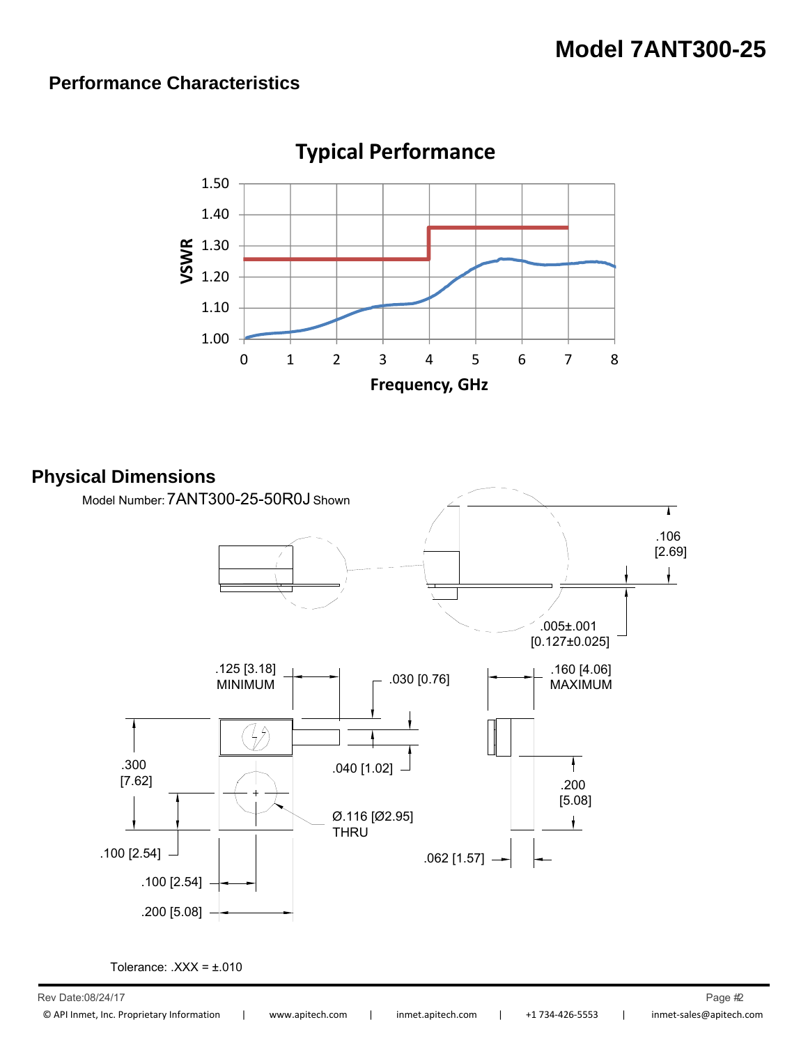# Model 7ANT300-25

## Performance Characteristics

Typical Performance

VSWR

1.50
1.40
1.30
1.20
1.10
1.00

0 1 2 3 4 5 6 7 8

Frequency, GHz

## Physical Dimensions

Model Number: 7ANT300-25-50R0J Shown

.106 [2.69]

.005±.001 [0.127±0.025]

.125 [3.18] MINIMUM

.030 [0.76]

.160 [4.06] MAXIMUM

.300 [7.62]

.040 [1.02]

.200 [5.08]

Ø.116 [Ø2.95] THRU

.100 [2.54]

.062 [1.57]

.100 [2.54]

.200 [5.08]

Tolerance: .XXX = ±.010

Rev Date:08/24/17

© API Inmet, Inc. Proprietary Information | www.apitech.com | inmet.apitech.com | +1 734-426-5553 | inmet-sales@apitech.com